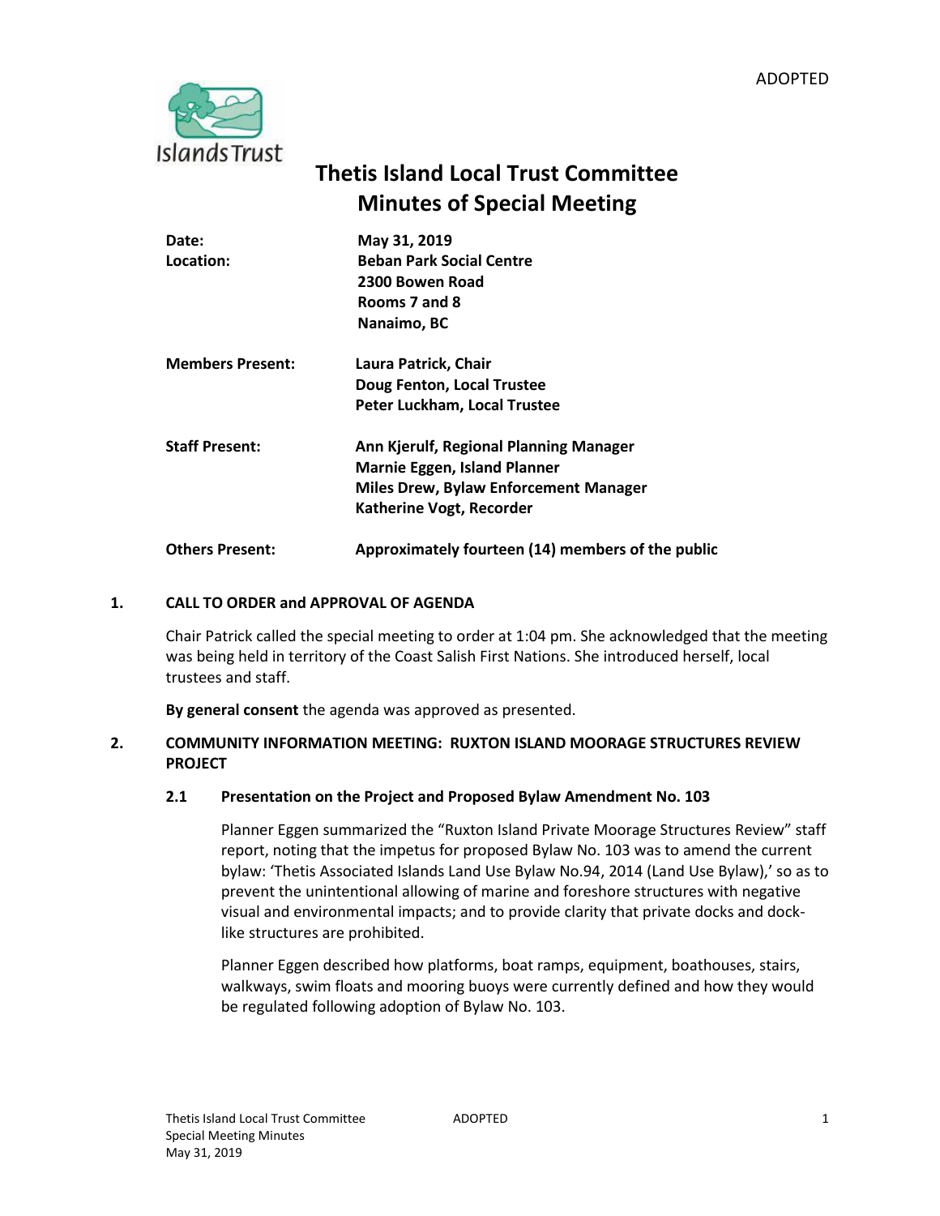ADOPTED

# Thetis Island Local Trust Committee
# Minutes of Special Meeting

| | |
|---|---|
| **Date:** | **May 31, 2019** |
| **Location:** | **Beban Park Social Centre**<br>**2300 Bowen Road**<br>**Rooms 7 and 8**<br>**Nanaimo, BC** |
| **Members Present:** | **Laura Patrick, Chair**<br>**Doug Fenton, Local Trustee**<br>**Peter Luckham, Local Trustee** |
| **Staff Present:** | **Ann Kjerulf, Regional Planning Manager**<br>**Marnie Eggen, Island Planner**<br>**Miles Drew, Bylaw Enforcement Manager**<br>**Katherine Vogt, Recorder** |
| **Others Present:** | **Approximately fourteen (14) members of the public** |

## 1. CALL TO ORDER and APPROVAL OF AGENDA

Chair Patrick called the special meeting to order at 1:04 pm. She acknowledged that the meeting was being held in territory of the Coast Salish First Nations. She introduced herself, local trustees and staff.

**By general consent** the agenda was approved as presented.

## 2. COMMUNITY INFORMATION MEETING: RUXTON ISLAND MOORAGE STRUCTURES REVIEW PROJECT

### 2.1 Presentation on the Project and Proposed Bylaw Amendment No. 103

Planner Eggen summarized the "Ruxton Island Private Moorage Structures Review" staff report, noting that the impetus for proposed Bylaw No. 103 was to amend the current bylaw: 'Thetis Associated Islands Land Use Bylaw No.94, 2014 (Land Use Bylaw),' so as to prevent the unintentional allowing of marine and foreshore structures with negative visual and environmental impacts; and to provide clarity that private docks and dock-like structures are prohibited.

Planner Eggen described how platforms, boat ramps, equipment, boathouses, stairs, walkways, swim floats and mooring buoys were currently defined and how they would be regulated following adoption of Bylaw No. 103.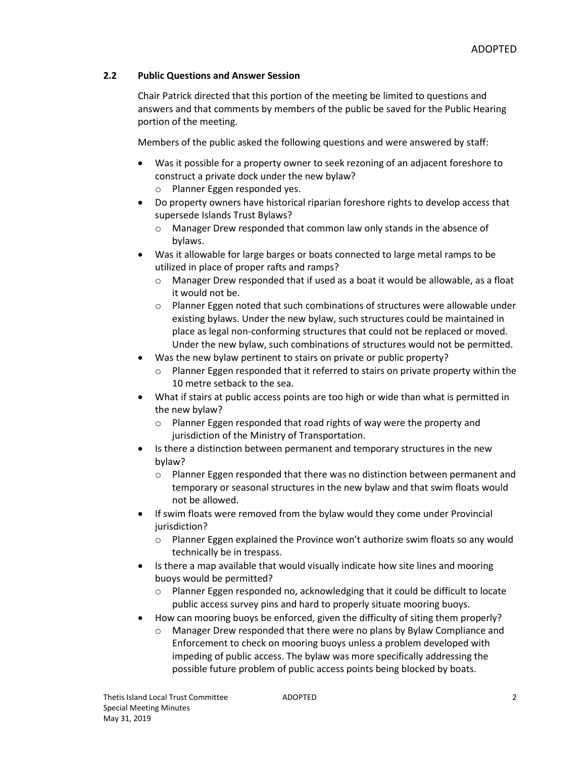### 2.2 Public Questions and Answer Session

Chair Patrick directed that this portion of the meeting be limited to questions and answers and that comments by members of the public be saved for the Public Hearing portion of the meeting.

Members of the public asked the following questions and were answered by staff:

- Was it possible for a property owner to seek rezoning of an adjacent foreshore to construct a private dock under the new bylaw?
  - Planner Eggen responded yes.
- Do property owners have historical riparian foreshore rights to develop access that supersede Islands Trust Bylaws?
  - Manager Drew responded that common law only stands in the absence of bylaws.
- Was it allowable for large barges or boats connected to large metal ramps to be utilized in place of proper rafts and ramps?
  - Manager Drew responded that if used as a boat it would be allowable, as a float it would not be.
  - Planner Eggen noted that such combinations of structures were allowable under existing bylaws. Under the new bylaw, such structures could be maintained in place as legal non-conforming structures that could not be replaced or moved. Under the new bylaw, such combinations of structures would not be permitted.
- Was the new bylaw pertinent to stairs on private or public property?
  - Planner Eggen responded that it referred to stairs on private property within the 10 metre setback to the sea.
- What if stairs at public access points are too high or wide than what is permitted in the new bylaw?
  - Planner Eggen responded that road rights of way were the property and jurisdiction of the Ministry of Transportation.
- Is there a distinction between permanent and temporary structures in the new bylaw?
  - Planner Eggen responded that there was no distinction between permanent and temporary or seasonal structures in the new bylaw and that swim floats would not be allowed.
- If swim floats were removed from the bylaw would they come under Provincial jurisdiction?
  - Planner Eggen explained the Province won't authorize swim floats so any would technically be in trespass.
- Is there a map available that would visually indicate how site lines and mooring buoys would be permitted?
  - Planner Eggen responded no, acknowledging that it could be difficult to locate public access survey pins and hard to properly situate mooring buoys.
- How can mooring buoys be enforced, given the difficulty of siting them properly?
  - Manager Drew responded that there were no plans by Bylaw Compliance and Enforcement to check on mooring buoys unless a problem developed with impeding of public access. The bylaw was more specifically addressing the possible future problem of public access points being blocked by boats.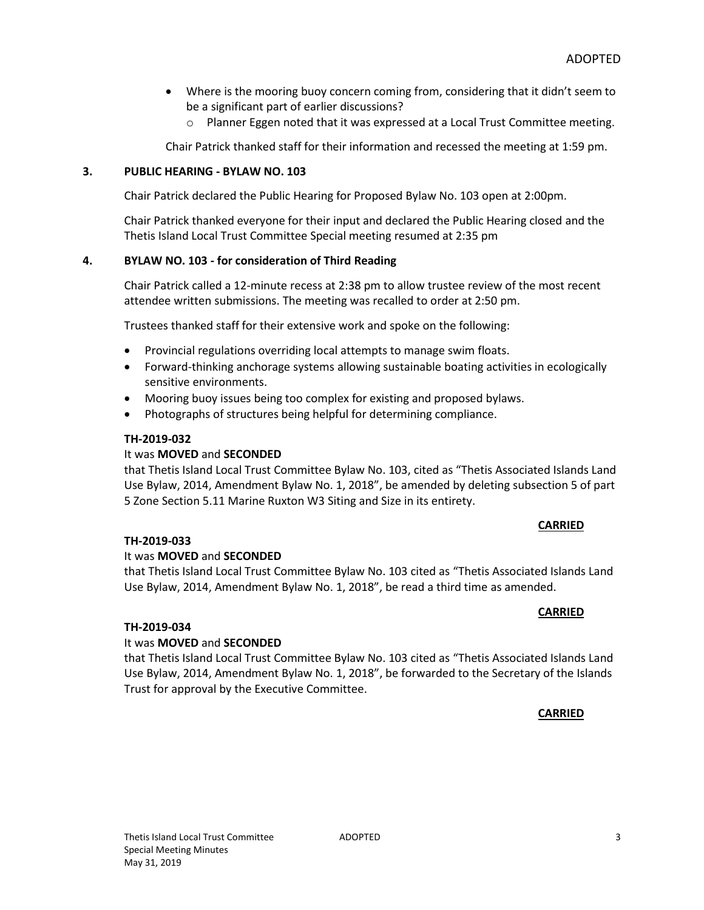- Where is the mooring buoy concern coming from, considering that it didn't seem to be a significant part of earlier discussions?
    - Planner Eggen noted that it was expressed at a Local Trust Committee meeting.

Chair Patrick thanked staff for their information and recessed the meeting at 1:59 pm.

## 3. PUBLIC HEARING - BYLAW NO. 103

Chair Patrick declared the Public Hearing for Proposed Bylaw No. 103 open at 2:00pm.

Chair Patrick thanked everyone for their input and declared the Public Hearing closed and the Thetis Island Local Trust Committee Special meeting resumed at 2:35 pm

## 4. BYLAW NO. 103 - for consideration of Third Reading

Chair Patrick called a 12-minute recess at 2:38 pm to allow trustee review of the most recent attendee written submissions. The meeting was recalled to order at 2:50 pm.

Trustees thanked staff for their extensive work and spoke on the following:

- Provincial regulations overriding local attempts to manage swim floats.
- Forward-thinking anchorage systems allowing sustainable boating activities in ecologically sensitive environments.
- Mooring buoy issues being too complex for existing and proposed bylaws.
- Photographs of structures being helpful for determining compliance.

**TH-2019-032**

It was **MOVED** and **SECONDED**

that Thetis Island Local Trust Committee Bylaw No. 103, cited as "Thetis Associated Islands Land Use Bylaw, 2014, Amendment Bylaw No. 1, 2018", be amended by deleting subsection 5 of part 5 Zone Section 5.11 Marine Ruxton W3 Siting and Size in its entirety.

**CARRIED**

**TH-2019-033**

It was **MOVED** and **SECONDED**

that Thetis Island Local Trust Committee Bylaw No. 103 cited as "Thetis Associated Islands Land Use Bylaw, 2014, Amendment Bylaw No. 1, 2018", be read a third time as amended.

**CARRIED**

**TH-2019-034**

It was **MOVED** and **SECONDED**

that Thetis Island Local Trust Committee Bylaw No. 103 cited as "Thetis Associated Islands Land Use Bylaw, 2014, Amendment Bylaw No. 1, 2018", be forwarded to the Secretary of the Islands Trust for approval by the Executive Committee.

**CARRIED**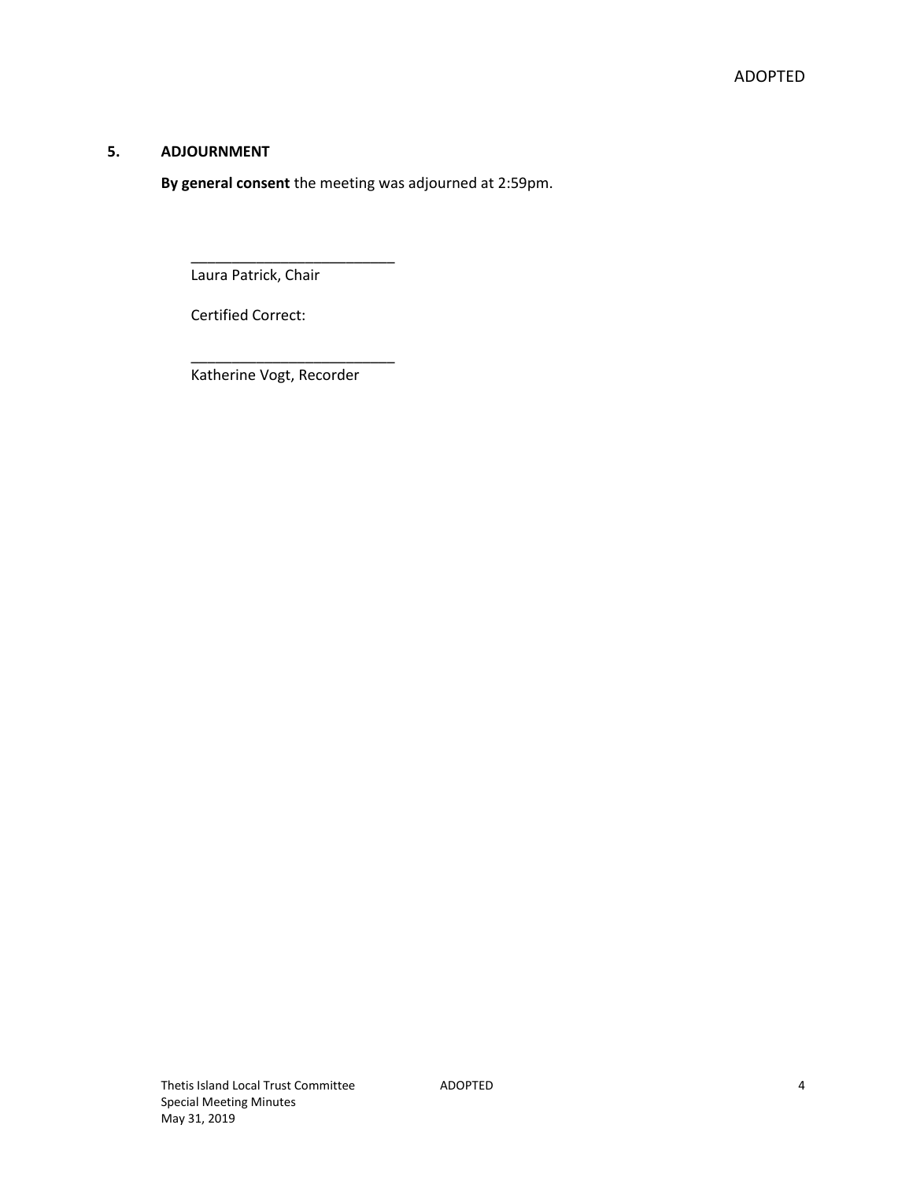## 5. ADJOURNMENT

**By general consent** the meeting was adjourned at 2:59pm.

_________________________
Laura Patrick, Chair

Certified Correct:

_________________________
Katherine Vogt, Recorder